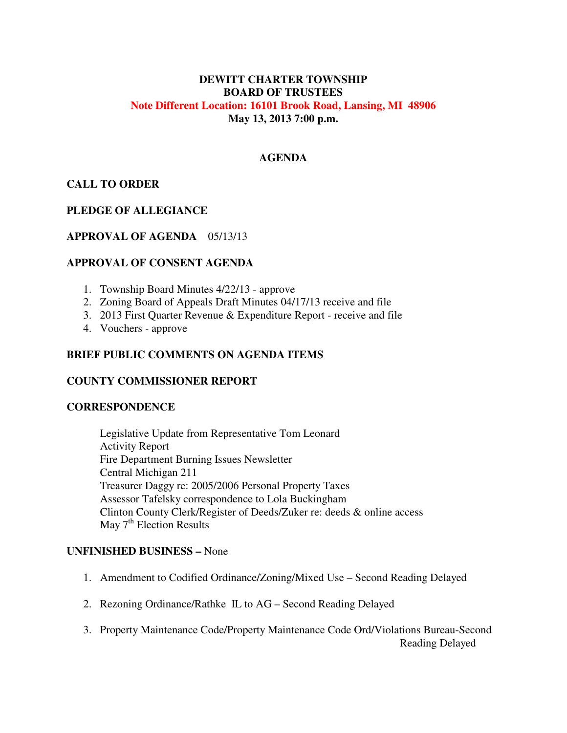# DEWITT CHARTER TOWNSHIP
# BOARD OF TRUSTEES

**Note Different Location: 16101 Brook Road, Lansing, MI 48906**

**May 13, 2013 7:00 p.m.**

## AGENDA

**CALL TO ORDER**

**PLEDGE OF ALLEGIANCE**

**APPROVAL OF AGENDA** 05/13/13

**APPROVAL OF CONSENT AGENDA**

1. Township Board Minutes 4/22/13 - approve
2. Zoning Board of Appeals Draft Minutes 04/17/13 receive and file
3. 2013 First Quarter Revenue & Expenditure Report - receive and file
4. Vouchers - approve

**BRIEF PUBLIC COMMENTS ON AGENDA ITEMS**

**COUNTY COMMISSIONER REPORT**

**CORRESPONDENCE**

Legislative Update from Representative Tom Leonard
Activity Report
Fire Department Burning Issues Newsletter
Central Michigan 211
Treasurer Daggy re: 2005/2006 Personal Property Taxes
Assessor Tafelsky correspondence to Lola Buckingham
Clinton County Clerk/Register of Deeds/Zuker re: deeds & online access
May 7th Election Results

**UNFINISHED BUSINESS –** None

1. Amendment to Codified Ordinance/Zoning/Mixed Use – Second Reading Delayed

2. Rezoning Ordinance/Rathke IL to AG – Second Reading Delayed

3. Property Maintenance Code/Property Maintenance Code Ord/Violations Bureau-Second Reading Delayed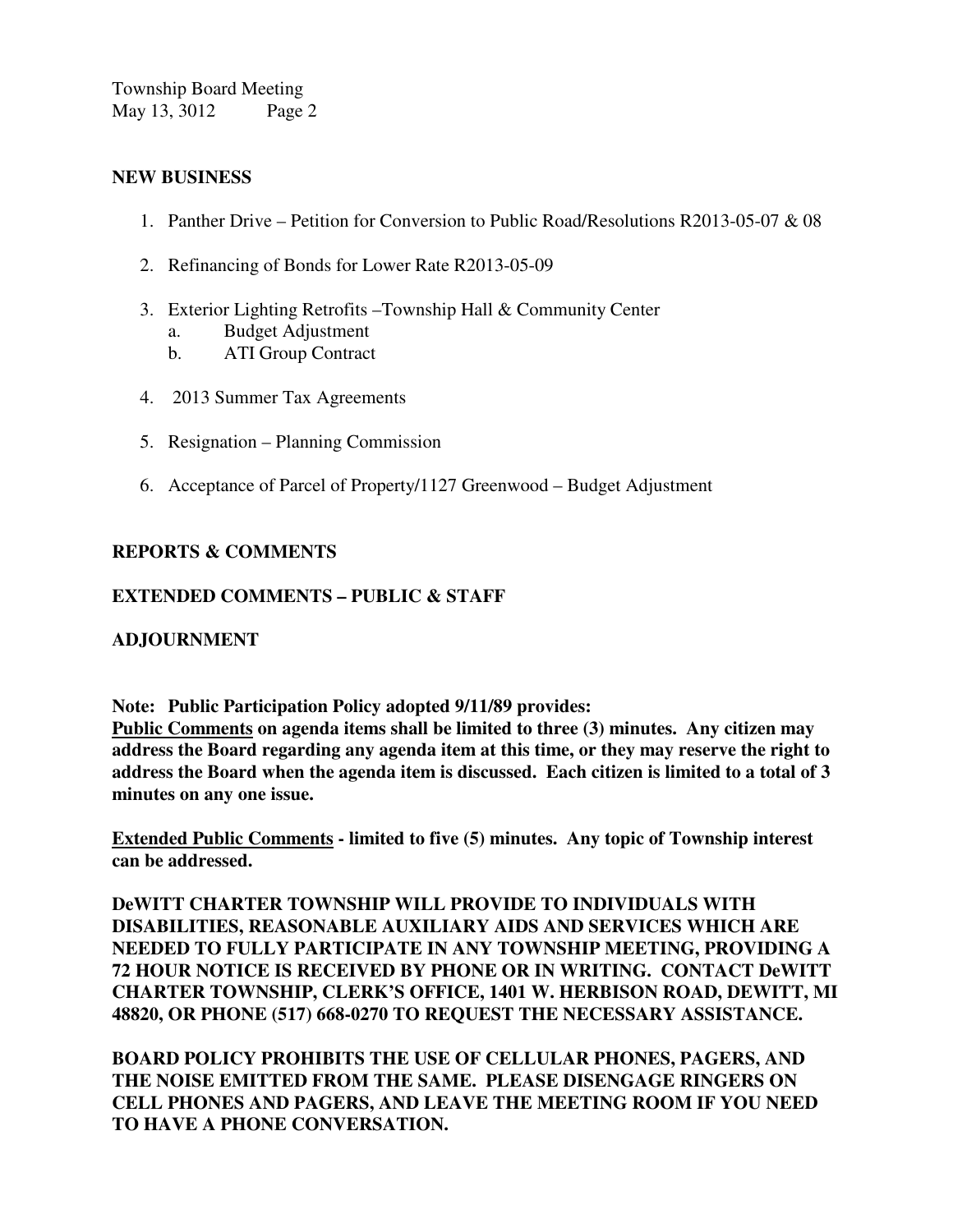## NEW BUSINESS

1. Panther Drive – Petition for Conversion to Public Road/Resolutions R2013-05-07 & 08

2. Refinancing of Bonds for Lower Rate R2013-05-09

3. Exterior Lighting Retrofits –Township Hall & Community Center
   a. Budget Adjustment
   b. ATI Group Contract

4. 2013 Summer Tax Agreements

5. Resignation – Planning Commission

6. Acceptance of Parcel of Property/1127 Greenwood – Budget Adjustment

## REPORTS & COMMENTS

## EXTENDED COMMENTS – PUBLIC & STAFF

## ADJOURNMENT

**Note: Public Participation Policy adopted 9/11/89 provides:**
**<u>Public Comments</u> on agenda items shall be limited to three (3) minutes. Any citizen may address the Board regarding any agenda item at this time, or they may reserve the right to address the Board when the agenda item is discussed. Each citizen is limited to a total of 3 minutes on any one issue.**

**<u>Extended Public Comments</u> - limited to five (5) minutes. Any topic of Township interest can be addressed.**

**DeWITT CHARTER TOWNSHIP WILL PROVIDE TO INDIVIDUALS WITH DISABILITIES, REASONABLE AUXILIARY AIDS AND SERVICES WHICH ARE NEEDED TO FULLY PARTICIPATE IN ANY TOWNSHIP MEETING, PROVIDING A 72 HOUR NOTICE IS RECEIVED BY PHONE OR IN WRITING. CONTACT DeWITT CHARTER TOWNSHIP, CLERK'S OFFICE, 1401 W. HERBISON ROAD, DEWITT, MI 48820, OR PHONE (517) 668-0270 TO REQUEST THE NECESSARY ASSISTANCE.**

**BOARD POLICY PROHIBITS THE USE OF CELLULAR PHONES, PAGERS, AND THE NOISE EMITTED FROM THE SAME. PLEASE DISENGAGE RINGERS ON CELL PHONES AND PAGERS, AND LEAVE THE MEETING ROOM IF YOU NEED TO HAVE A PHONE CONVERSATION.**